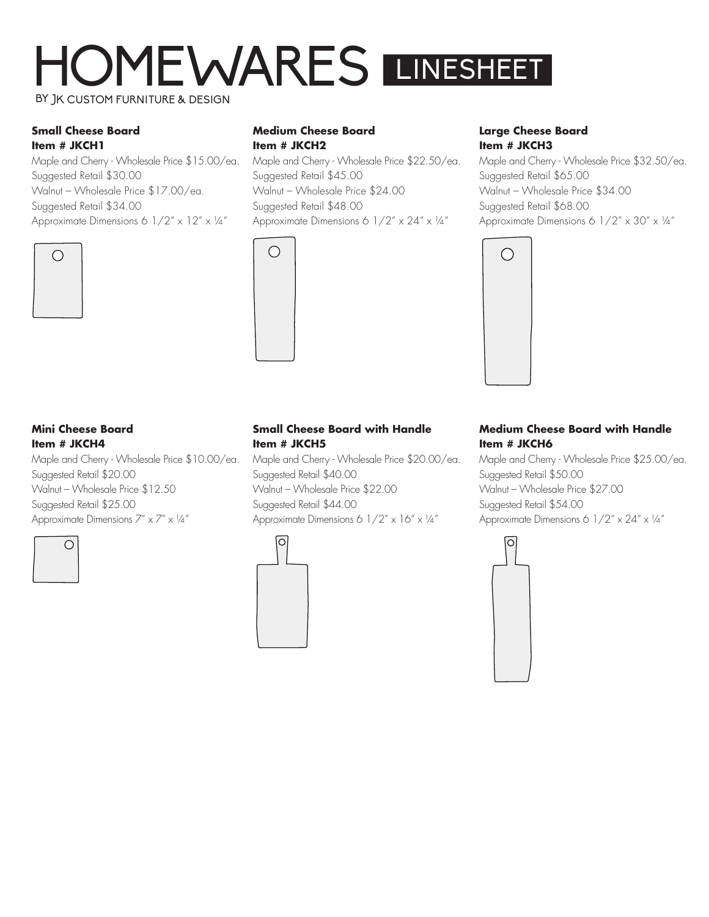# HOMEWARES LINESHEET

BY JK CUSTOM FURNITURE & DESIGN

**Small Cheese Board**
**Item # JKCH1**

Maple and Cherry - Wholesale Price $15.00/ea.
Suggested Retail $30.00
Walnut – Wholesale Price $17.00/ea.
Suggested Retail $34.00
Approximate Dimensions 6 1/2" x 12" x ¼"

**Medium Cheese Board**
**Item # JKCH2**

Maple and Cherry - Wholesale Price $22.50/ea.
Suggested Retail $45.00
Walnut – Wholesale Price $24.00
Suggested Retail $48.00
Approximate Dimensions 6 1/2" x 24" x ¼"

**Large Cheese Board**
**Item # JKCH3**

Maple and Cherry - Wholesale Price $32.50/ea.
Suggested Retail $65.00
Walnut – Wholesale Price $34.00
Suggested Retail $68.00
Approximate Dimensions 6 1/2" x 30" x ¼"

**Mini Cheese Board**
**Item # JKCH4**

Maple and Cherry - Wholesale Price $10.00/ea.
Suggested Retail $20.00
Walnut – Wholesale Price $12.50
Suggested Retail $25.00
Approximate Dimensions 7" x 7" x ¼"

**Small Cheese Board with Handle**
**Item # JKCH5**

Maple and Cherry - Wholesale Price $20.00/ea.
Suggested Retail $40.00
Walnut – Wholesale Price $22.00
Suggested Retail $44.00
Approximate Dimensions 6 1/2" x 16" x ¼"

**Medium Cheese Board with Handle**
**Item # JKCH6**

Maple and Cherry - Wholesale Price $25.00/ea.
Suggested Retail $50.00
Walnut – Wholesale Price $27.00
Suggested Retail $54.00
Approximate Dimensions 6 1/2" x 24" x ¼"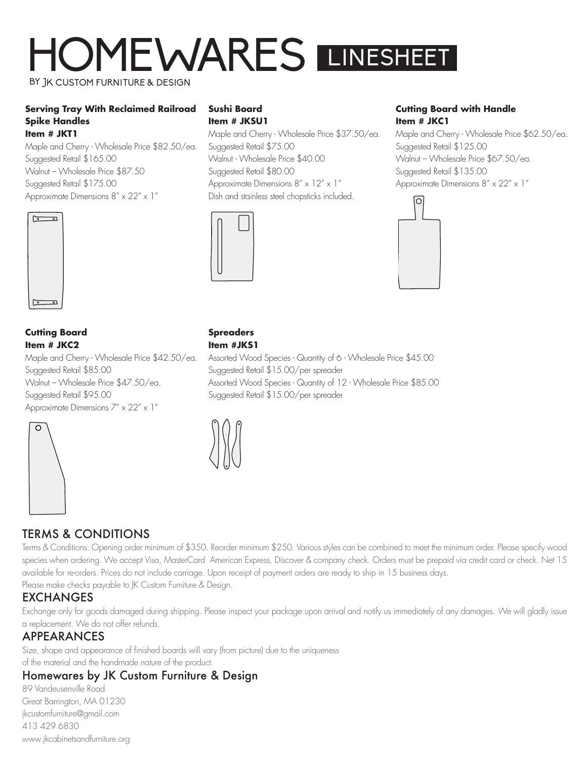# HOMEWARES LINESHEET

BY JK CUSTOM FURNITURE & DESIGN

**Serving Tray With Reclaimed Railroad Spike Handles**
**Item # JKT1**

Maple and Cherry - Wholesale Price $82.50/ea.
Suggested Retail $165.00
Walnut – Wholesale Price $87.50
Suggested Retail $175.00
Approximate Dimensions 8" x 22" x 1"

**Sushi Board**
**Item # JKSU1**

Maple and Cherry - Wholesale Price $37.50/ea.
Suggested Retail $75.00
Walnut - Wholesale Price $40.00
Suggested Retail $80.00
Approximate Dimensions 8" x 12" x 1"
Dish and stainless steel chopsticks included.

**Cutting Board with Handle**
**Item # JKC1**

Maple and Cherry - Wholesale Price $62.50/ea.
Suggested Retail $125.00
Walnut – Wholesale Price $67.50/ea.
Suggested Retail $135.00
Approximate Dimensions 8" x 22" x 1"

**Cutting Board**
**Item # JKC2**

Maple and Cherry - Wholesale Price $42.50/ea.
Suggested Retail $85.00
Walnut – Wholesale Price $47.50/ea.
Suggested Retail $95.00
Approximate Dimensions 7" x 22" x 1"

**Spreaders**
**Item #JKS1**

Assorted Wood Species - Quantity of 6 - Wholesale Price $45.00
Suggested Retail $15.00/per spreader
Assorted Wood Species - Quantity of 12 - Wholesale Price $85.00
Suggested Retail $15.00/per spreader

## TERMS & CONDITIONS

Terms & Conditions: Opening order minimum of $350. Reorder minimum $250. Various styles can be combined to meet the minimum order. Please specify wood species when ordering. We accept Visa, MasterCard American Express, Discover & company check. Orders must be prepaid via credit card or check. Net 15 available for re-orders. Prices do not include carriage. Upon receipt of payment orders are ready to ship in 15 business days.
Please make checks payable to JK Custom Furniture & Design.

## EXCHANGES

Exchange only for goods damaged during shipping. Please inspect your package upon arrival and notify us immediately of any damages. We will gladly issue a replacement. We do not offer refunds.

## APPEARANCES

Size, shape and appearance of finished boards will vary (from picture) due to the uniqueness of the material and the handmade nature of the product.

## Homewares by JK Custom Furniture & Design

89 Vandeusenville Road
Great Barrington, MA 01230
jkcustomfurniture@gmail.com
413 429 6830
www.jkcabinetsandfurniture.org